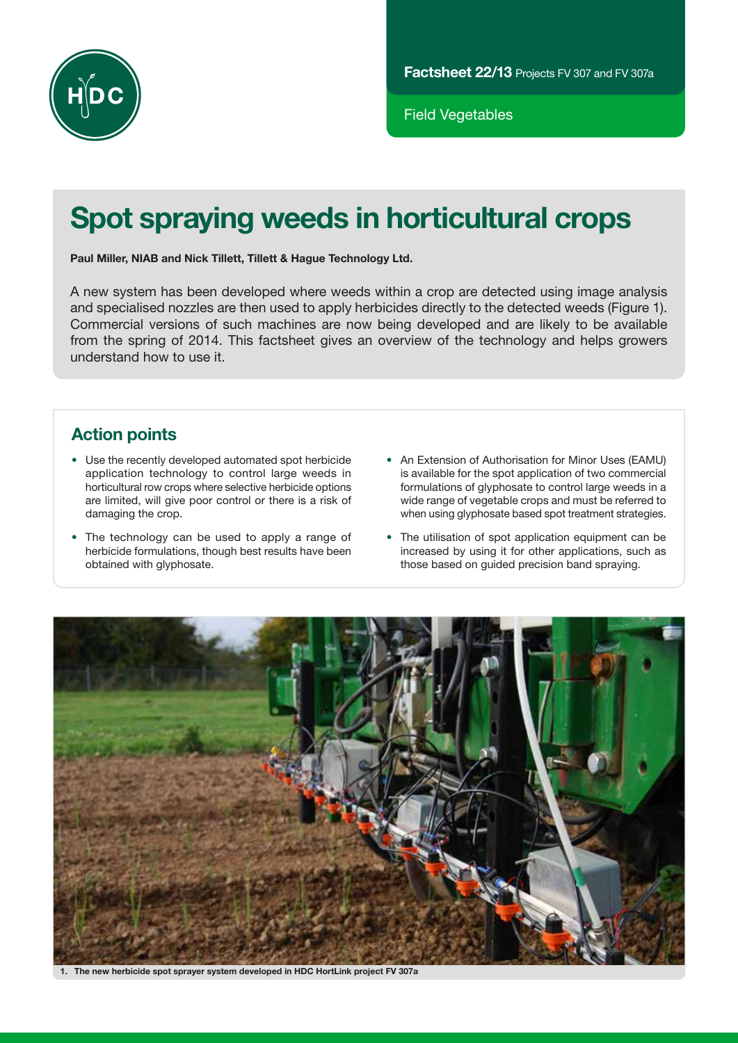Factsheet 22/13 Projects FV 307 and FV 307a

Field Vegetables

# Spot spraying weeds in horticultural crops

**Paul Miller, NIAB and Nick Tillett, Tillett & Hague Technology Ltd.**

A new system has been developed where weeds within a crop are detected using image analysis and specialised nozzles are then used to apply herbicides directly to the detected weeds (Figure 1). Commercial versions of such machines are now being developed and are likely to be available from the spring of 2014. This factsheet gives an overview of the technology and helps growers understand how to use it.

## Action points

- Use the recently developed automated spot herbicide application technology to control large weeds in horticultural row crops where selective herbicide options are limited, will give poor control or there is a risk of damaging the crop.
- The technology can be used to apply a range of herbicide formulations, though best results have been obtained with glyphosate.
- An Extension of Authorisation for Minor Uses (EAMU) is available for the spot application of two commercial formulations of glyphosate to control large weeds in a wide range of vegetable crops and must be referred to when using glyphosate based spot treatment strategies.
- The utilisation of spot application equipment can be increased by using it for other applications, such as those based on guided precision band spraying.

**1. The new herbicide spot sprayer system developed in HDC HortLink project FV 307a**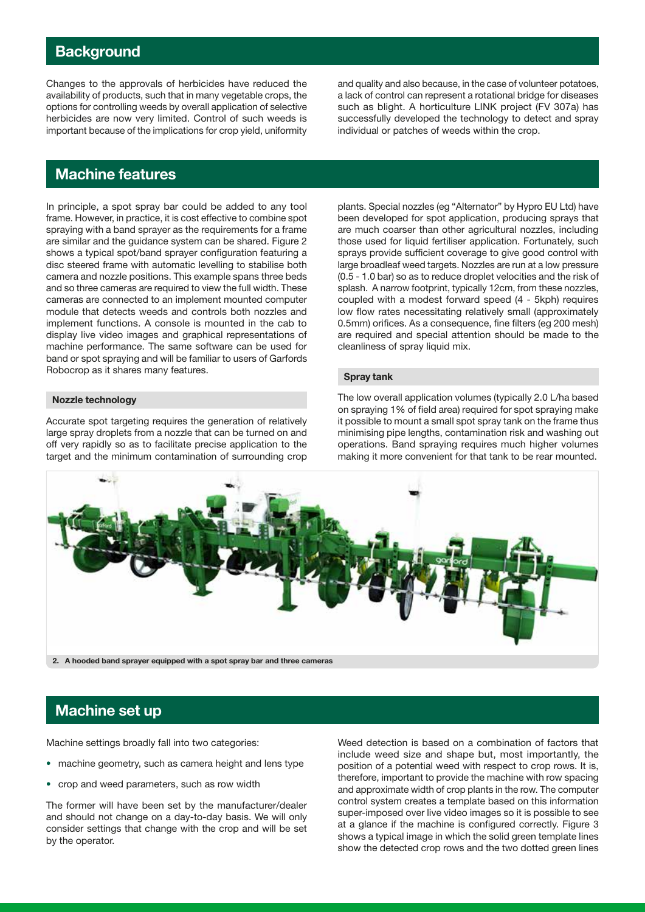## Background

Changes to the approvals of herbicides have reduced the availability of products, such that in many vegetable crops, the options for controlling weeds by overall application of selective herbicides are now very limited. Control of such weeds is important because of the implications for crop yield, uniformity and quality and also because, in the case of volunteer potatoes, a lack of control can represent a rotational bridge for diseases such as blight. A horticulture LINK project (FV 307a) has successfully developed the technology to detect and spray individual or patches of weeds within the crop.

## Machine features

In principle, a spot spray bar could be added to any tool frame. However, in practice, it is cost effective to combine spot spraying with a band sprayer as the requirements for a frame are similar and the guidance system can be shared. Figure 2 shows a typical spot/band sprayer configuration featuring a disc steered frame with automatic levelling to stabilise both camera and nozzle positions. This example spans three beds and so three cameras are required to view the full width. These cameras are connected to an implement mounted computer module that detects weeds and controls both nozzles and implement functions. A console is mounted in the cab to display live video images and graphical representations of machine performance. The same software can be used for band or spot spraying and will be familiar to users of Garfords Robocrop as it shares many features.

### Nozzle technology

Accurate spot targeting requires the generation of relatively large spray droplets from a nozzle that can be turned on and off very rapidly so as to facilitate precise application to the target and the minimum contamination of surrounding crop plants. Special nozzles (eg "Alternator" by Hypro EU Ltd) have been developed for spot application, producing sprays that are much coarser than other agricultural nozzles, including those used for liquid fertiliser application. Fortunately, such sprays provide sufficient coverage to give good control with large broadleaf weed targets. Nozzles are run at a low pressure (0.5 - 1.0 bar) so as to reduce droplet velocities and the risk of splash. A narrow footprint, typically 12cm, from these nozzles, coupled with a modest forward speed (4 - 5kph) requires low flow rates necessitating relatively small (approximately 0.5mm) orifices. As a consequence, fine filters (eg 200 mesh) are required and special attention should be made to the cleanliness of spray liquid mix.

### Spray tank

The low overall application volumes (typically 2.0 L/ha based on spraying 1% of field area) required for spot spraying make it possible to mount a small spot spray tank on the frame thus minimising pipe lengths, contamination risk and washing out operations. Band spraying requires much higher volumes making it more convenient for that tank to be rear mounted.

**2. A hooded band sprayer equipped with a spot spray bar and three cameras**

## Machine set up

Machine settings broadly fall into two categories:

- machine geometry, such as camera height and lens type
- crop and weed parameters, such as row width

The former will have been set by the manufacturer/dealer and should not change on a day-to-day basis. We will only consider settings that change with the crop and will be set by the operator.

Weed detection is based on a combination of factors that include weed size and shape but, most importantly, the position of a potential weed with respect to crop rows. It is, therefore, important to provide the machine with row spacing and approximate width of crop plants in the row. The computer control system creates a template based on this information super-imposed over live video images so it is possible to see at a glance if the machine is configured correctly. Figure 3 shows a typical image in which the solid green template lines show the detected crop rows and the two dotted green lines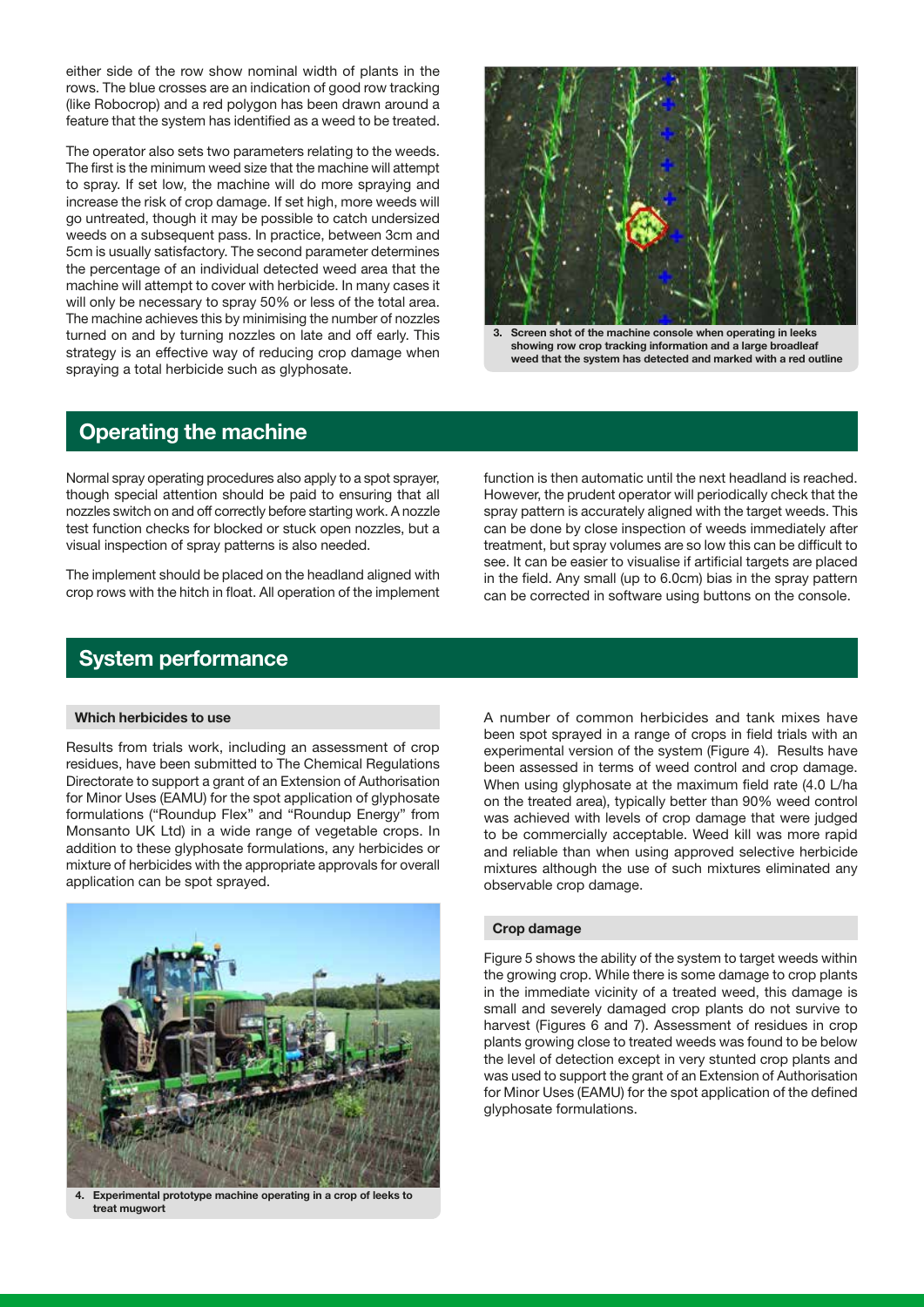either side of the row show nominal width of plants in the rows. The blue crosses are an indication of good row tracking (like Robocrop) and a red polygon has been drawn around a feature that the system has identified as a weed to be treated.

The operator also sets two parameters relating to the weeds. The first is the minimum weed size that the machine will attempt to spray. If set low, the machine will do more spraying and increase the risk of crop damage. If set high, more weeds will go untreated, though it may be possible to catch undersized weeds on a subsequent pass. In practice, between 3cm and 5cm is usually satisfactory. The second parameter determines the percentage of an individual detected weed area that the machine will attempt to cover with herbicide. In many cases it will only be necessary to spray 50% or less of the total area. The machine achieves this by minimising the number of nozzles turned on and by turning nozzles on late and off early. This strategy is an effective way of reducing crop damage when spraying a total herbicide such as glyphosate.

3. Screen shot of the machine console when operating in leeks showing row crop tracking information and a large broadleaf weed that the system has detected and marked with a red outline

## Operating the machine

Normal spray operating procedures also apply to a spot sprayer, though special attention should be paid to ensuring that all nozzles switch on and off correctly before starting work. A nozzle test function checks for blocked or stuck open nozzles, but a visual inspection of spray patterns is also needed.

The implement should be placed on the headland aligned with crop rows with the hitch in float. All operation of the implement function is then automatic until the next headland is reached. However, the prudent operator will periodically check that the spray pattern is accurately aligned with the target weeds. This can be done by close inspection of weeds immediately after treatment, but spray volumes are so low this can be difficult to see. It can be easier to visualise if artificial targets are placed in the field. Any small (up to 6.0cm) bias in the spray pattern can be corrected in software using buttons on the console.

## System performance

### Which herbicides to use

Results from trials work, including an assessment of crop residues, have been submitted to The Chemical Regulations Directorate to support a grant of an Extension of Authorisation for Minor Uses (EAMU) for the spot application of glyphosate formulations ("Roundup Flex" and "Roundup Energy" from Monsanto UK Ltd) in a wide range of vegetable crops. In addition to these glyphosate formulations, any herbicides or mixture of herbicides with the appropriate approvals for overall application can be spot sprayed.

4. Experimental prototype machine operating in a crop of leeks to treat mugwort

A number of common herbicides and tank mixes have been spot sprayed in a range of crops in field trials with an experimental version of the system (Figure 4). Results have been assessed in terms of weed control and crop damage. When using glyphosate at the maximum field rate (4.0 L/ha on the treated area), typically better than 90% weed control was achieved with levels of crop damage that were judged to be commercially acceptable. Weed kill was more rapid and reliable than when using approved selective herbicide mixtures although the use of such mixtures eliminated any observable crop damage.

### Crop damage

Figure 5 shows the ability of the system to target weeds within the growing crop. While there is some damage to crop plants in the immediate vicinity of a treated weed, this damage is small and severely damaged crop plants do not survive to harvest (Figures 6 and 7). Assessment of residues in crop plants growing close to treated weeds was found to be below the level of detection except in very stunted crop plants and was used to support the grant of an Extension of Authorisation for Minor Uses (EAMU) for the spot application of the defined glyphosate formulations.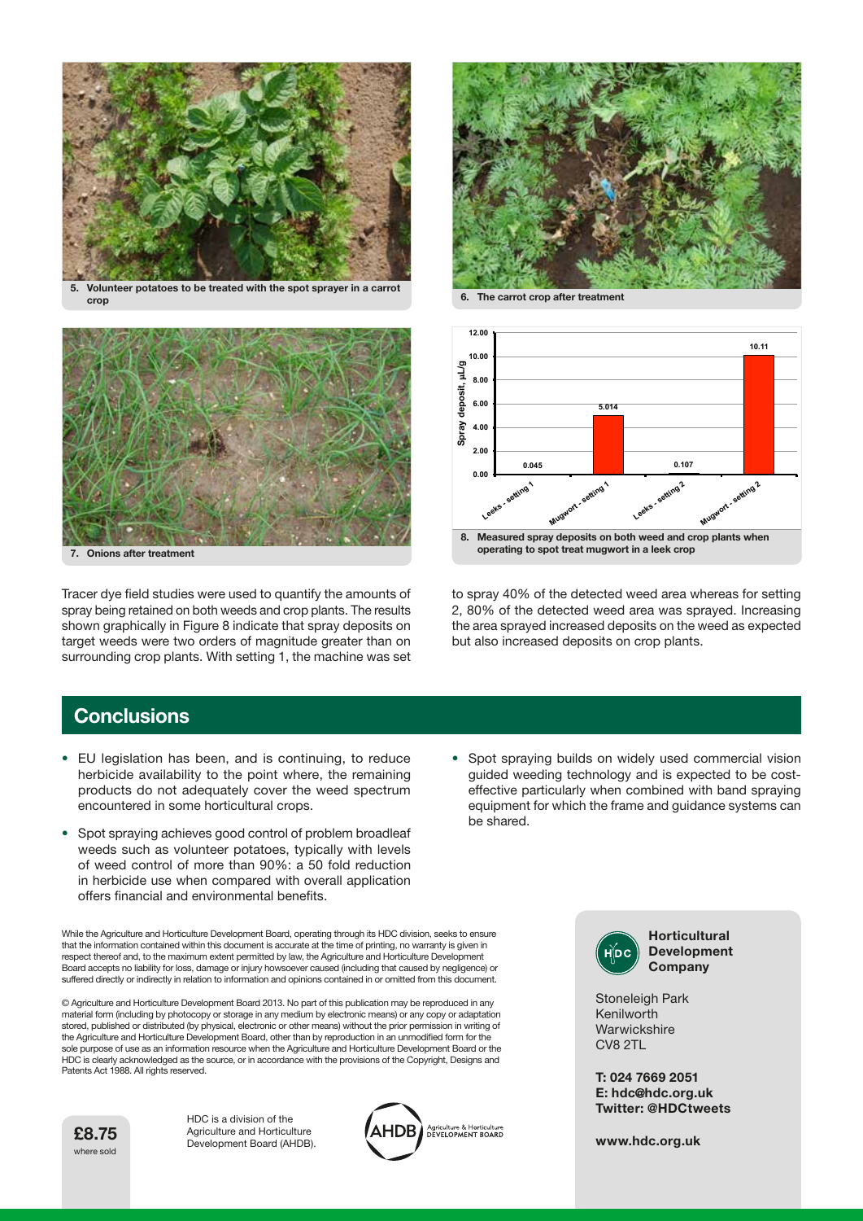5. Volunteer potatoes to be treated with the spot sprayer in a carrot crop

6. The carrot crop after treatment

7. Onions after treatment

12.00
10.00
8.00
6.00
4.00
2.00
0.00
Spray deposit, µL/g
0.045
5.014
0.107
10.11
Leeks - setting 1
Mugwort - setting 1
Leeks - setting 2
Mugwort - setting 2

8. Measured spray deposits on both weed and crop plants when operating to spot treat mugwort in a leek crop

Tracer dye field studies were used to quantify the amounts of spray being retained on both weeds and crop plants. The results shown graphically in Figure 8 indicate that spray deposits on target weeds were two orders of magnitude greater than on surrounding crop plants. With setting 1, the machine was set to spray 40% of the detected weed area whereas for setting 2, 80% of the detected weed area was sprayed. Increasing the area sprayed increased deposits on the weed as expected but also increased deposits on crop plants.

## Conclusions

- EU legislation has been, and is continuing, to reduce herbicide availability to the point where, the remaining products do not adequately cover the weed spectrum encountered in some horticultural crops.
- Spot spraying achieves good control of problem broadleaf weeds such as volunteer potatoes, typically with levels of weed control of more than 90%: a 50 fold reduction in herbicide use when compared with overall application offers financial and environmental benefits.
- Spot spraying builds on widely used commercial vision guided weeding technology and is expected to be cost-effective particularly when combined with band spraying equipment for which the frame and guidance systems can be shared.

While the Agriculture and Horticulture Development Board, operating through its HDC division, seeks to ensure that the information contained within this document is accurate at the time of printing, no warranty is given in respect thereof and, to the maximum extent permitted by law, the Agriculture and Horticulture Development Board accepts no liability for loss, damage or injury howsoever caused (including that caused by negligence) or suffered directly or indirectly in relation to information and opinions contained in or omitted from this document.

© Agriculture and Horticulture Development Board 2013. No part of this publication may be reproduced in any material form (including by photocopy or storage in any medium by electronic means) or any copy or adaptation stored, published or distributed (by physical, electronic or other means) without the prior permission in writing of the Agriculture and Horticulture Development Board, other than by reproduction in an unmodified form for the sole purpose of use as an information resource when the Agriculture and Horticulture Development Board or the HDC is clearly acknowledged as the source, or in accordance with the provisions of the Copyright, Designs and Patents Act 1988. All rights reserved.

**Horticultural Development Company**

Stoneleigh Park
Kenilworth
Warwickshire
CV8 2TL

**T: 024 7669 2051**
**E: hdc@hdc.org.uk**
**Twitter: @HDCtweets**

**www.hdc.org.uk**

**£8.75**
where sold

HDC is a division of the Agriculture and Horticulture Development Board (AHDB).

AHDB Agriculture & Horticulture DEVELOPMENT BOARD